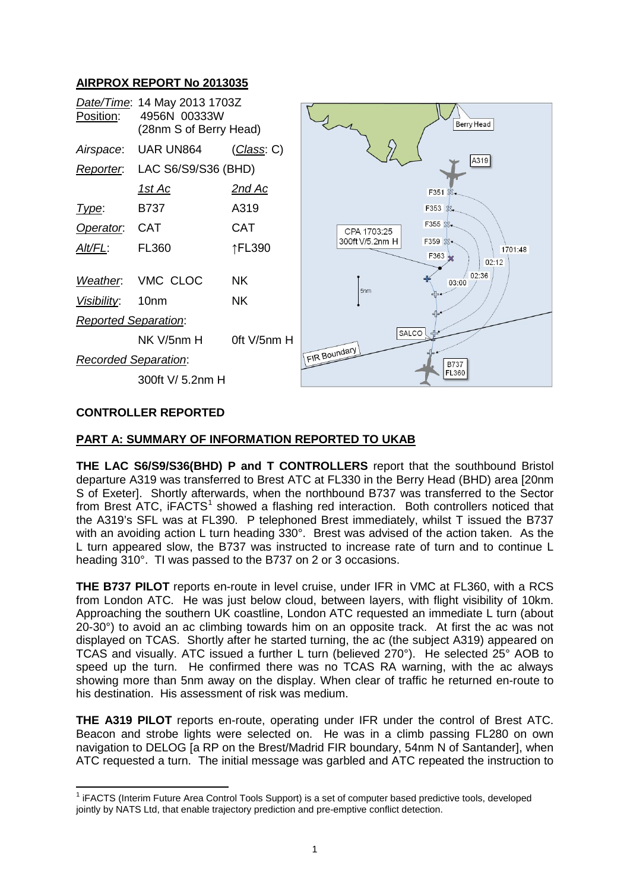## AIRPROX REPORT No 2013035

| | | |
|---|---|---|
| *Date/Time*: | 14 May 2013 1703Z | |
| *Position*: | 4956N 00333W (28nm S of Berry Head) | |
| *Airspace*: | UAR UN864 | (*Class*: C) |
| *Reporter*: | LAC S6/S9/S36 (BHD) | |
| | *1st Ac* | *2nd Ac* |
| *Type*: | B737 | A319 |
| *Operator*: | CAT | CAT |
| *Alt/FL*: | FL360 | ↑FL390 |
| *Weather*: | VMC CLOC | NK |
| *Visibility*: | 10nm | NK |
| *Reported Separation*: | | |
| | NK V/5nm H | 0ft V/5nm H |
| *Recorded Separation*: | | |
| | 300ft V/ 5.2nm H | |

Berry Head
A319
F351
F353
F355
F359
F363
CPA 1703:25
300ft V/5.2nm H
1701:48
02:12
02:36
03:00
5nm
SALCO
FIR Boundary
B737
FL360

## CONTROLLER REPORTED

## PART A: SUMMARY OF INFORMATION REPORTED TO UKAB

**THE LAC S6/S9/S36(BHD) P and T CONTROLLERS** report that the southbound Bristol departure A319 was transferred to Brest ATC at FL330 in the Berry Head (BHD) area [20nm S of Exeter]. Shortly afterwards, when the northbound B737 was transferred to the Sector from Brest ATC, iFACTS[1] showed a flashing red interaction. Both controllers noticed that the A319's SFL was at FL390. P telephoned Brest immediately, whilst T issued the B737 with an avoiding action L turn heading 330°. Brest was advised of the action taken. As the L turn appeared slow, the B737 was instructed to increase rate of turn and to continue L heading 310°. TI was passed to the B737 on 2 or 3 occasions.

**THE B737 PILOT** reports en-route in level cruise, under IFR in VMC at FL360, with a RCS from London ATC. He was just below cloud, between layers, with flight visibility of 10km. Approaching the southern UK coastline, London ATC requested an immediate L turn (about 20-30°) to avoid an ac climbing towards him on an opposite track. At first the ac was not displayed on TCAS. Shortly after he started turning, the ac (the subject A319) appeared on TCAS and visually. ATC issued a further L turn (believed 270°). He selected 25° AOB to speed up the turn. He confirmed there was no TCAS RA warning, with the ac always showing more than 5nm away on the display. When clear of traffic he returned en-route to his destination. His assessment of risk was medium.

**THE A319 PILOT** reports en-route, operating under IFR under the control of Brest ATC. Beacon and strobe lights were selected on. He was in a climb passing FL280 on own navigation to DELOG [a RP on the Brest/Madrid FIR boundary, 54nm N of Santander], when ATC requested a turn. The initial message was garbled and ATC repeated the instruction to

[1] iFACTS (Interim Future Area Control Tools Support) is a set of computer based predictive tools, developed jointly by NATS Ltd, that enable trajectory prediction and pre-emptive conflict detection.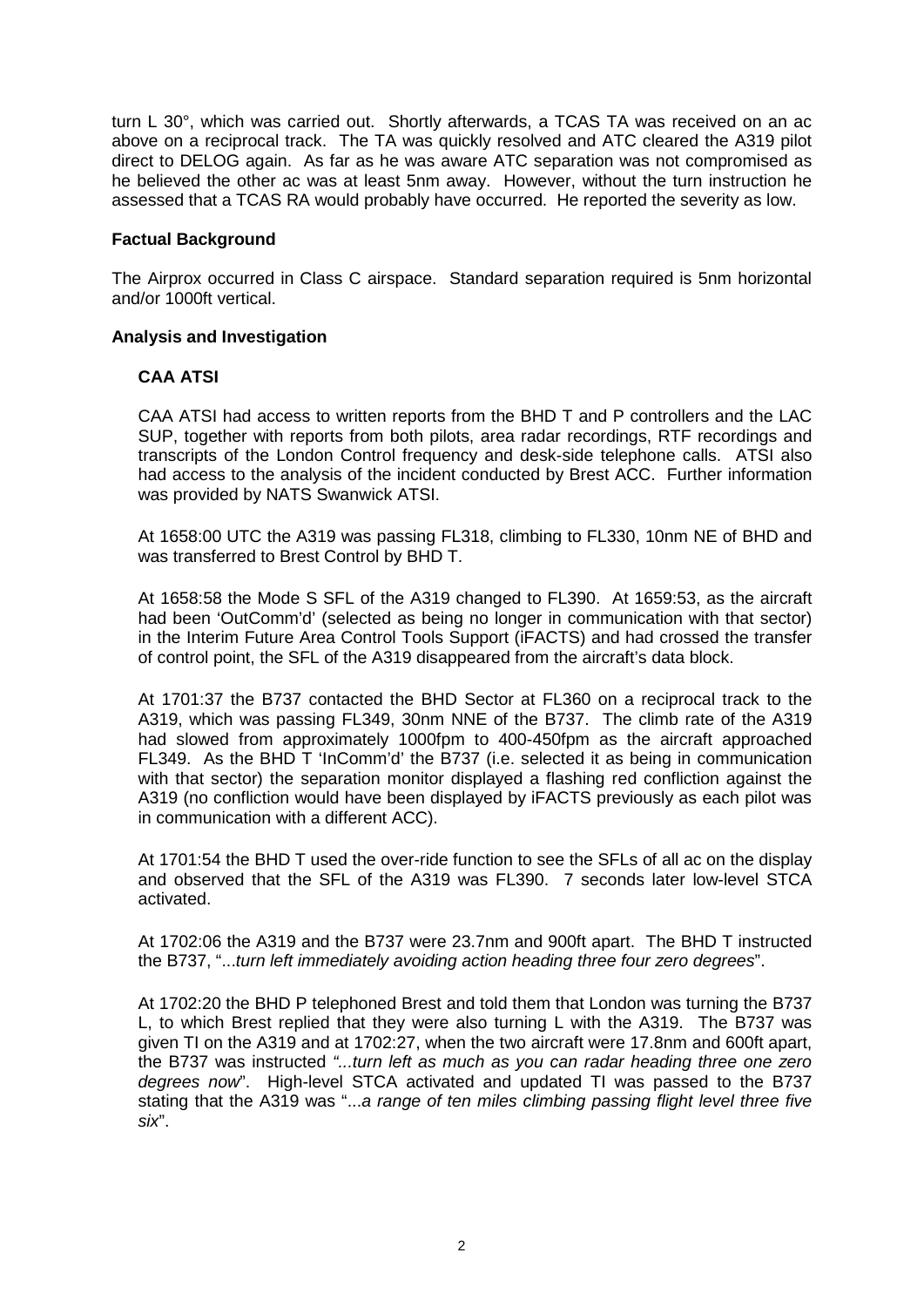turn L 30°, which was carried out. Shortly afterwards, a TCAS TA was received on an ac above on a reciprocal track. The TA was quickly resolved and ATC cleared the A319 pilot direct to DELOG again. As far as he was aware ATC separation was not compromised as he believed the other ac was at least 5nm away. However, without the turn instruction he assessed that a TCAS RA would probably have occurred. He reported the severity as low.

**Factual Background**

The Airprox occurred in Class C airspace. Standard separation required is 5nm horizontal and/or 1000ft vertical.

**Analysis and Investigation**

**CAA ATSI**

CAA ATSI had access to written reports from the BHD T and P controllers and the LAC SUP, together with reports from both pilots, area radar recordings, RTF recordings and transcripts of the London Control frequency and desk-side telephone calls. ATSI also had access to the analysis of the incident conducted by Brest ACC. Further information was provided by NATS Swanwick ATSI.

At 1658:00 UTC the A319 was passing FL318, climbing to FL330, 10nm NE of BHD and was transferred to Brest Control by BHD T.

At 1658:58 the Mode S SFL of the A319 changed to FL390. At 1659:53, as the aircraft had been 'OutComm'd' (selected as being no longer in communication with that sector) in the Interim Future Area Control Tools Support (iFACTS) and had crossed the transfer of control point, the SFL of the A319 disappeared from the aircraft's data block.

At 1701:37 the B737 contacted the BHD Sector at FL360 on a reciprocal track to the A319, which was passing FL349, 30nm NNE of the B737. The climb rate of the A319 had slowed from approximately 1000fpm to 400-450fpm as the aircraft approached FL349. As the BHD T 'InComm'd' the B737 (i.e. selected it as being in communication with that sector) the separation monitor displayed a flashing red confliction against the A319 (no confliction would have been displayed by iFACTS previously as each pilot was in communication with a different ACC).

At 1701:54 the BHD T used the over-ride function to see the SFLs of all ac on the display and observed that the SFL of the A319 was FL390. 7 seconds later low-level STCA activated.

At 1702:06 the A319 and the B737 were 23.7nm and 900ft apart. The BHD T instructed the B737, "...*turn left immediately avoiding action heading three four zero degrees*".

At 1702:20 the BHD P telephoned Brest and told them that London was turning the B737 L, to which Brest replied that they were also turning L with the A319. The B737 was given TI on the A319 and at 1702:27, when the two aircraft were 17.8nm and 600ft apart, the B737 was instructed *"...turn left as much as you can radar heading three one zero degrees now*". High-level STCA activated and updated TI was passed to the B737 stating that the A319 was "...*a range of ten miles climbing passing flight level three five six*".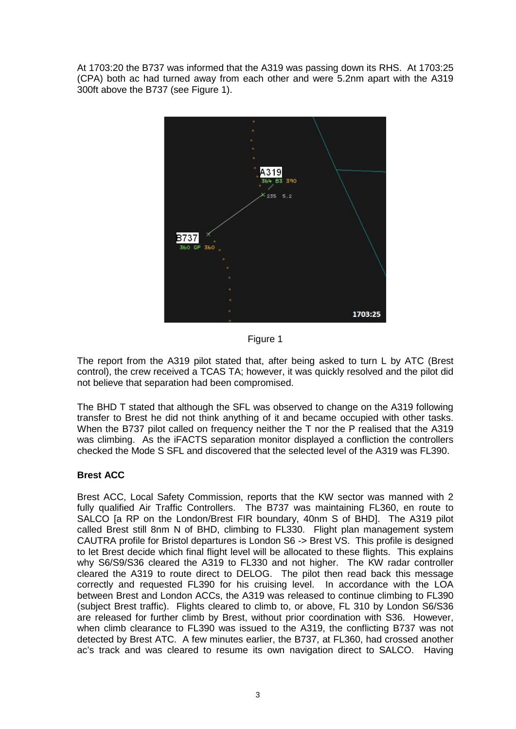At 1703:20 the B737 was informed that the A319 was passing down its RHS. At 1703:25 (CPA) both ac had turned away from each other and were 5.2nm apart with the A319 300ft above the B737 (see Figure 1).

A319
364 B3 390
235 5.2
B737
360 GP 360
1703:25

Figure 1

The report from the A319 pilot stated that, after being asked to turn L by ATC (Brest control), the crew received a TCAS TA; however, it was quickly resolved and the pilot did not believe that separation had been compromised.

The BHD T stated that although the SFL was observed to change on the A319 following transfer to Brest he did not think anything of it and became occupied with other tasks. When the B737 pilot called on frequency neither the T nor the P realised that the A319 was climbing. As the iFACTS separation monitor displayed a confliction the controllers checked the Mode S SFL and discovered that the selected level of the A319 was FL390.

## Brest ACC

Brest ACC, Local Safety Commission, reports that the KW sector was manned with 2 fully qualified Air Traffic Controllers. The B737 was maintaining FL360, en route to SALCO [a RP on the London/Brest FIR boundary, 40nm S of BHD]. The A319 pilot called Brest still 8nm N of BHD, climbing to FL330. Flight plan management system CAUTRA profile for Bristol departures is London S6 -> Brest VS. This profile is designed to let Brest decide which final flight level will be allocated to these flights. This explains why S6/S9/S36 cleared the A319 to FL330 and not higher. The KW radar controller cleared the A319 to route direct to DELOG. The pilot then read back this message correctly and requested FL390 for his cruising level. In accordance with the LOA between Brest and London ACCs, the A319 was released to continue climbing to FL390 (subject Brest traffic). Flights cleared to climb to, or above, FL 310 by London S6/S36 are released for further climb by Brest, without prior coordination with S36. However, when climb clearance to FL390 was issued to the A319, the conflicting B737 was not detected by Brest ATC. A few minutes earlier, the B737, at FL360, had crossed another ac's track and was cleared to resume its own navigation direct to SALCO. Having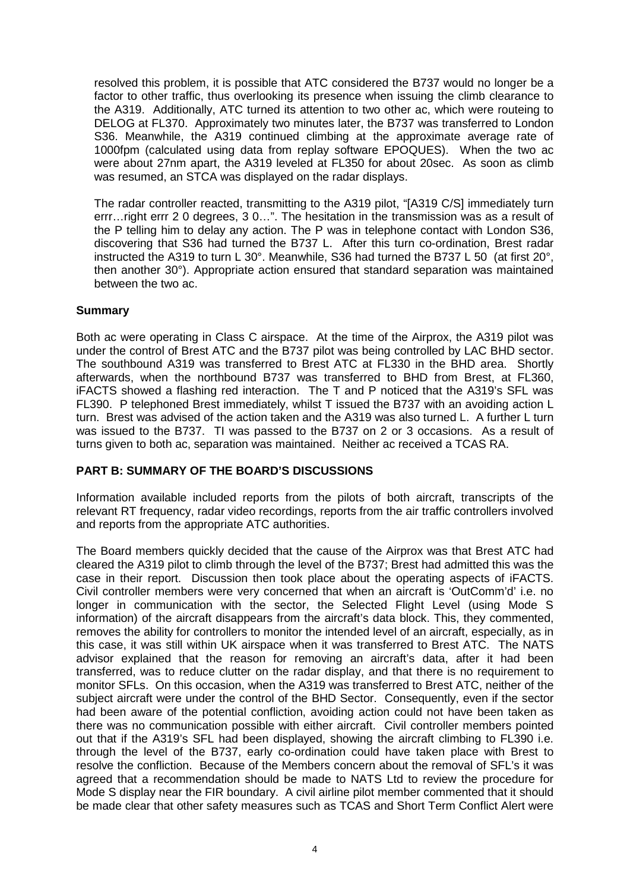resolved this problem, it is possible that ATC considered the B737 would no longer be a factor to other traffic, thus overlooking its presence when issuing the climb clearance to the A319. Additionally, ATC turned its attention to two other ac, which were routeing to DELOG at FL370. Approximately two minutes later, the B737 was transferred to London S36. Meanwhile, the A319 continued climbing at the approximate average rate of 1000fpm (calculated using data from replay software EPOQUES). When the two ac were about 27nm apart, the A319 leveled at FL350 for about 20sec. As soon as climb was resumed, an STCA was displayed on the radar displays.

The radar controller reacted, transmitting to the A319 pilot, "[A319 C/S] immediately turn errr…right errr 2 0 degrees, 3 0…". The hesitation in the transmission was as a result of the P telling him to delay any action. The P was in telephone contact with London S36, discovering that S36 had turned the B737 L. After this turn co-ordination, Brest radar instructed the A319 to turn L 30°. Meanwhile, S36 had turned the B737 L 50 (at first 20°, then another 30°). Appropriate action ensured that standard separation was maintained between the two ac.

**Summary**

Both ac were operating in Class C airspace. At the time of the Airprox, the A319 pilot was under the control of Brest ATC and the B737 pilot was being controlled by LAC BHD sector. The southbound A319 was transferred to Brest ATC at FL330 in the BHD area. Shortly afterwards, when the northbound B737 was transferred to BHD from Brest, at FL360, iFACTS showed a flashing red interaction. The T and P noticed that the A319's SFL was FL390. P telephoned Brest immediately, whilst T issued the B737 with an avoiding action L turn. Brest was advised of the action taken and the A319 was also turned L. A further L turn was issued to the B737. TI was passed to the B737 on 2 or 3 occasions. As a result of turns given to both ac, separation was maintained. Neither ac received a TCAS RA.

## PART B: SUMMARY OF THE BOARD'S DISCUSSIONS

Information available included reports from the pilots of both aircraft, transcripts of the relevant RT frequency, radar video recordings, reports from the air traffic controllers involved and reports from the appropriate ATC authorities.

The Board members quickly decided that the cause of the Airprox was that Brest ATC had cleared the A319 pilot to climb through the level of the B737; Brest had admitted this was the case in their report. Discussion then took place about the operating aspects of iFACTS. Civil controller members were very concerned that when an aircraft is 'OutComm'd' i.e. no longer in communication with the sector, the Selected Flight Level (using Mode S information) of the aircraft disappears from the aircraft's data block. This, they commented, removes the ability for controllers to monitor the intended level of an aircraft, especially, as in this case, it was still within UK airspace when it was transferred to Brest ATC. The NATS advisor explained that the reason for removing an aircraft's data, after it had been transferred, was to reduce clutter on the radar display, and that there is no requirement to monitor SFLs. On this occasion, when the A319 was transferred to Brest ATC, neither of the subject aircraft were under the control of the BHD Sector. Consequently, even if the sector had been aware of the potential confliction, avoiding action could not have been taken as there was no communication possible with either aircraft. Civil controller members pointed out that if the A319's SFL had been displayed, showing the aircraft climbing to FL390 i.e. through the level of the B737, early co-ordination could have taken place with Brest to resolve the confliction. Because of the Members concern about the removal of SFL's it was agreed that a recommendation should be made to NATS Ltd to review the procedure for Mode S display near the FIR boundary. A civil airline pilot member commented that it should be made clear that other safety measures such as TCAS and Short Term Conflict Alert were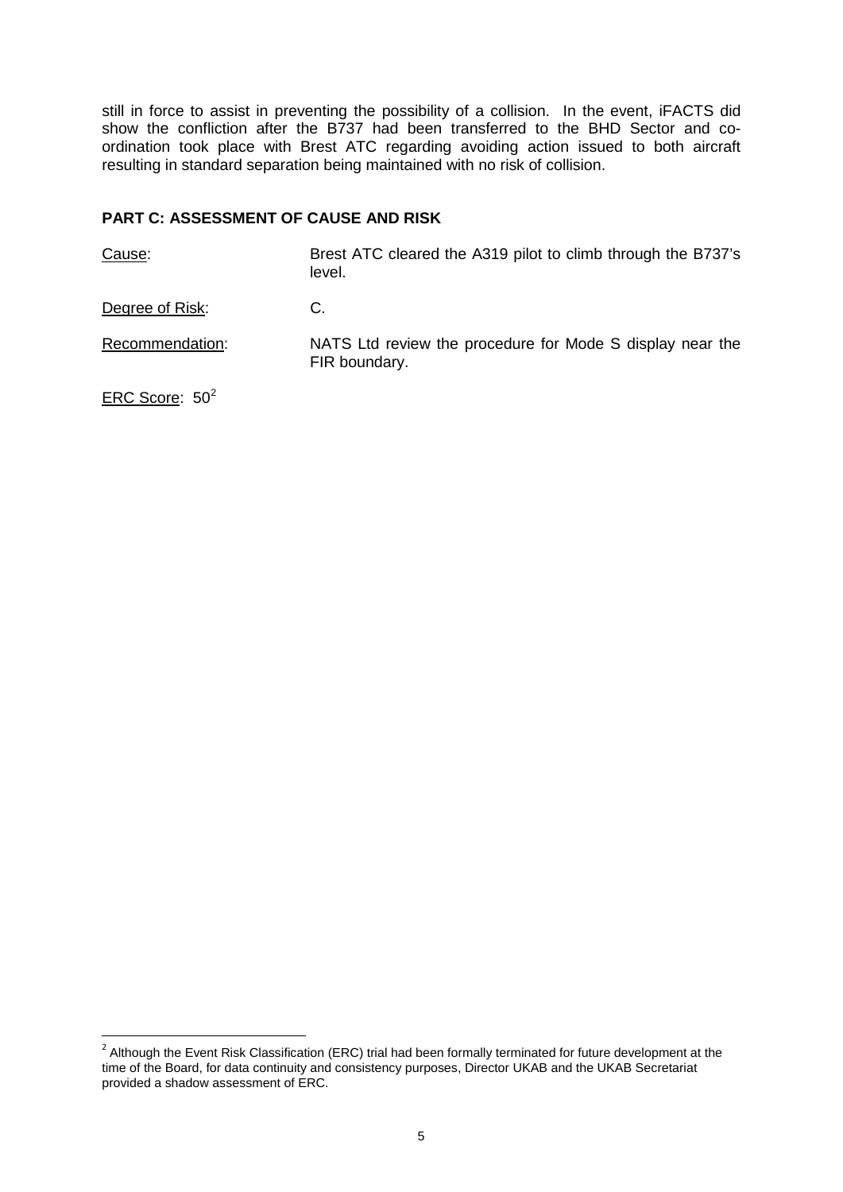still in force to assist in preventing the possibility of a collision. In the event, iFACTS did show the confliction after the B737 had been transferred to the BHD Sector and co-ordination took place with Brest ATC regarding avoiding action issued to both aircraft resulting in standard separation being maintained with no risk of collision.

**PART C: ASSESSMENT OF CAUSE AND RISK**

Cause: Brest ATC cleared the A319 pilot to climb through the B737's level.

Degree of Risk: C.

Recommendation: NATS Ltd review the procedure for Mode S display near the FIR boundary.

ERC Score: 50[2]

---

[2] Although the Event Risk Classification (ERC) trial had been formally terminated for future development at the time of the Board, for data continuity and consistency purposes, Director UKAB and the UKAB Secretariat provided a shadow assessment of ERC.